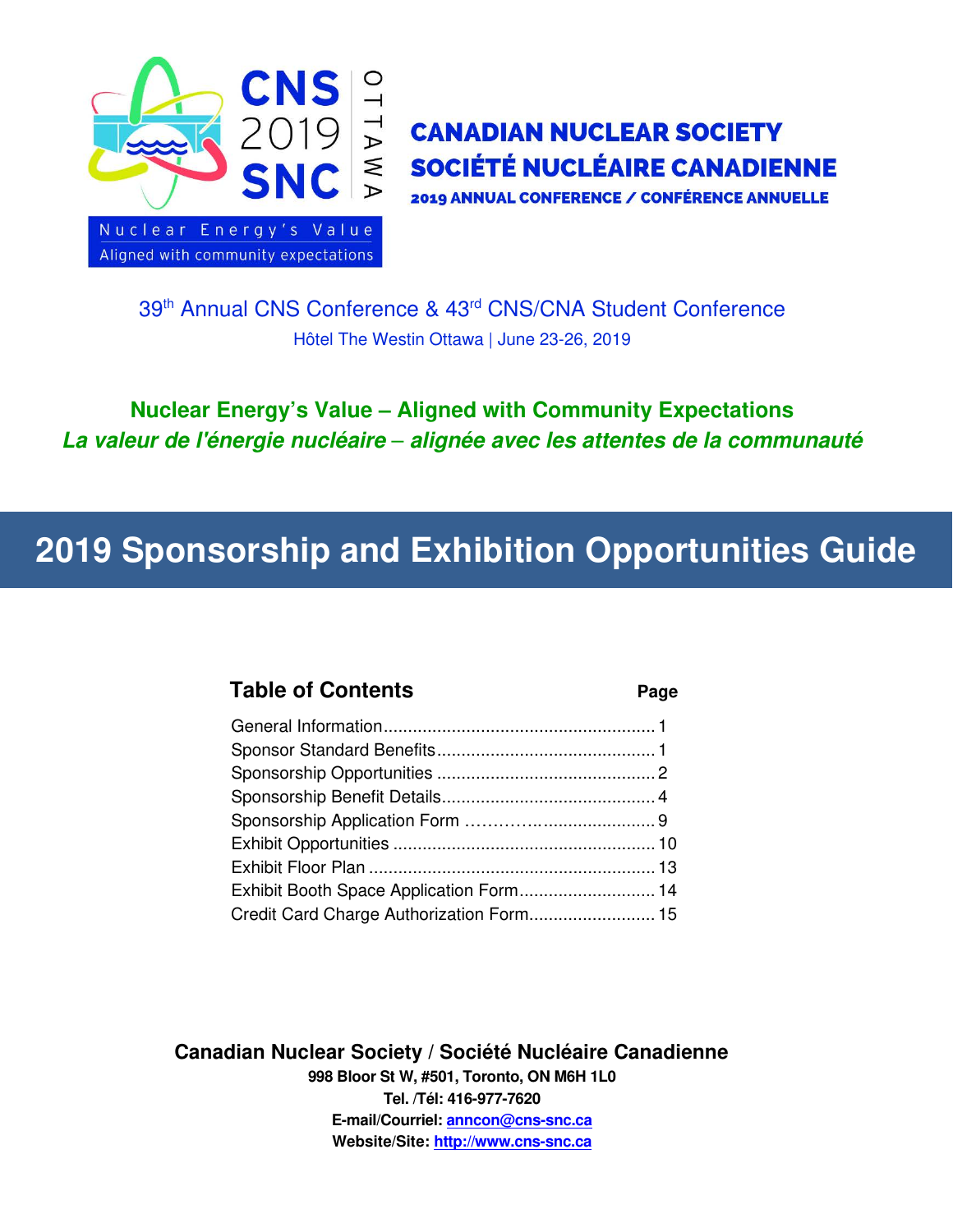CNS 2019 SNC OTTAWA

Nuclear Energy's Value
Aligned with community expectations

**CANADIAN NUCLEAR SOCIETY**
**SOCIÉTÉ NUCLÉAIRE CANADIENNE**
**2019 ANNUAL CONFERENCE / CONFÉRENCE ANNUELLE**

39th Annual CNS Conference & 43rd CNS/CNA Student Conference

Hôtel The Westin Ottawa | June 23-26, 2019

**Nuclear Energy's Value – Aligned with Community Expectations**

***La valeur de l'énergie nucléaire – alignée avec les attentes de la communauté***

# 2019 Sponsorship and Exhibition Opportunities Guide

| **Table of Contents** | **Page** |
|---|---|
| General Information | 1 |
| Sponsor Standard Benefits | 1 |
| Sponsorship Opportunities | 2 |
| Sponsorship Benefit Details | 4 |
| Sponsorship Application Form | 9 |
| Exhibit Opportunities | 10 |
| Exhibit Floor Plan | 13 |
| Exhibit Booth Space Application Form | 14 |
| Credit Card Charge Authorization Form | 15 |

**Canadian Nuclear Society / Société Nucléaire Canadienne**

**998 Bloor St W, #501, Toronto, ON M6H 1L0**

**Tel. /Tél: 416-977-7620**

**E-mail/Courriel: anncon@cns-snc.ca**

**Website/Site: http://www.cns-snc.ca**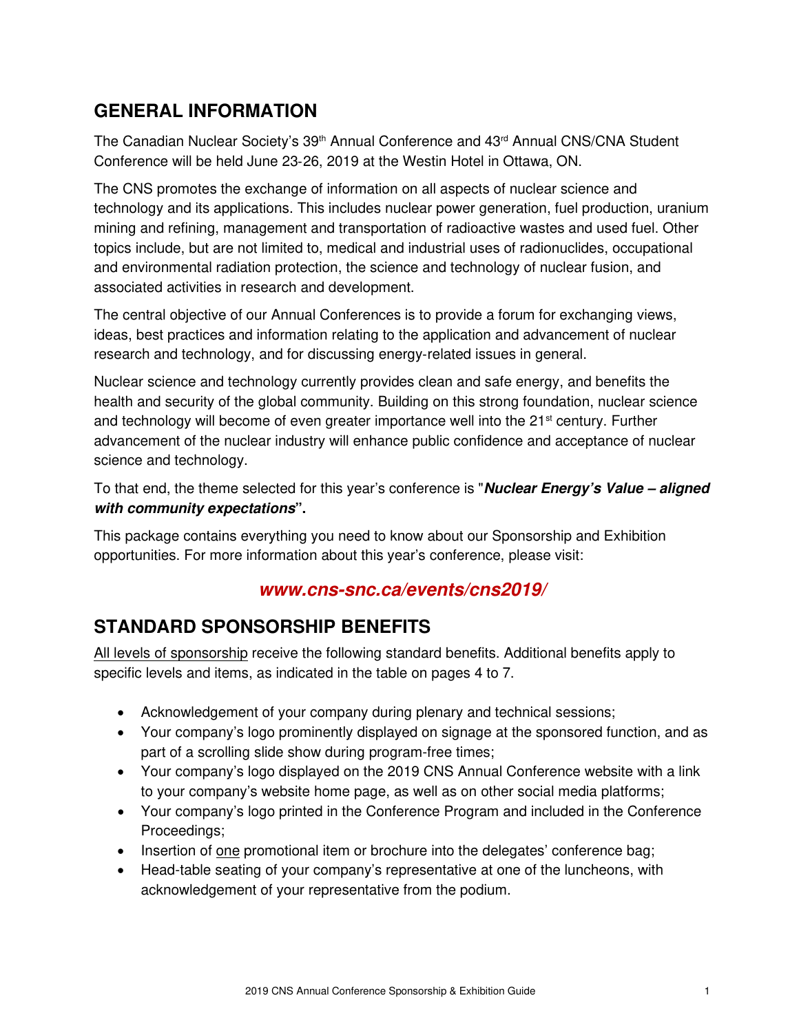## GENERAL INFORMATION

The Canadian Nuclear Society's 39th Annual Conference and 43rd Annual CNS/CNA Student Conference will be held June 23-26, 2019 at the Westin Hotel in Ottawa, ON.

The CNS promotes the exchange of information on all aspects of nuclear science and technology and its applications. This includes nuclear power generation, fuel production, uranium mining and refining, management and transportation of radioactive wastes and used fuel. Other topics include, but are not limited to, medical and industrial uses of radionuclides, occupational and environmental radiation protection, the science and technology of nuclear fusion, and associated activities in research and development.

The central objective of our Annual Conferences is to provide a forum for exchanging views, ideas, best practices and information relating to the application and advancement of nuclear research and technology, and for discussing energy-related issues in general.

Nuclear science and technology currently provides clean and safe energy, and benefits the health and security of the global community. Building on this strong foundation, nuclear science and technology will become of even greater importance well into the 21st century. Further advancement of the nuclear industry will enhance public confidence and acceptance of nuclear science and technology.

To that end, the theme selected for this year's conference is "***Nuclear Energy's Value – aligned with community expectations***".

This package contains everything you need to know about our Sponsorship and Exhibition opportunities. For more information about this year's conference, please visit:

***www.cns-snc.ca/events/cns2019/***

## STANDARD SPONSORSHIP BENEFITS

All levels of sponsorship receive the following standard benefits. Additional benefits apply to specific levels and items, as indicated in the table on pages 4 to 7.

- Acknowledgement of your company during plenary and technical sessions;
- Your company's logo prominently displayed on signage at the sponsored function, and as part of a scrolling slide show during program-free times;
- Your company's logo displayed on the 2019 CNS Annual Conference website with a link to your company's website home page, as well as on other social media platforms;
- Your company's logo printed in the Conference Program and included in the Conference Proceedings;
- Insertion of one promotional item or brochure into the delegates' conference bag;
- Head-table seating of your company's representative at one of the luncheons, with acknowledgement of your representative from the podium.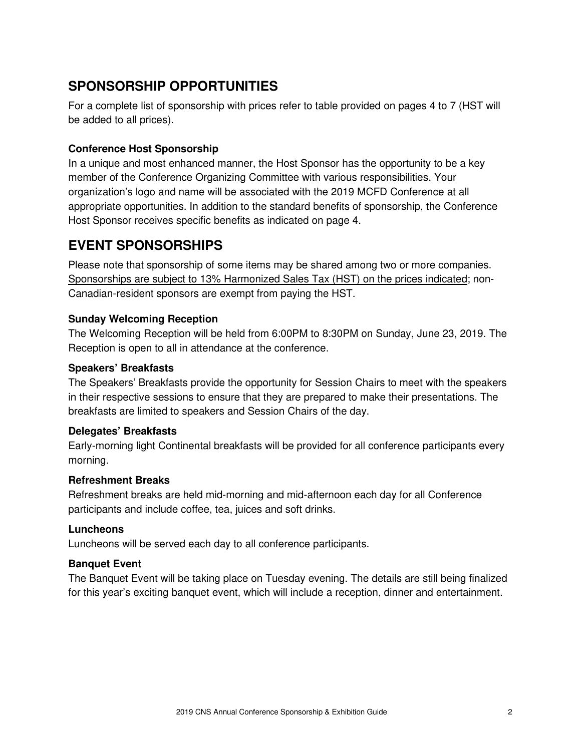## SPONSORSHIP OPPORTUNITIES

For a complete list of sponsorship with prices refer to table provided on pages 4 to 7 (HST will be added to all prices).

### Conference Host Sponsorship

In a unique and most enhanced manner, the Host Sponsor has the opportunity to be a key member of the Conference Organizing Committee with various responsibilities. Your organization's logo and name will be associated with the 2019 MCFD Conference at all appropriate opportunities. In addition to the standard benefits of sponsorship, the Conference Host Sponsor receives specific benefits as indicated on page 4.

## EVENT SPONSORSHIPS

Please note that sponsorship of some items may be shared among two or more companies. Sponsorships are subject to 13% Harmonized Sales Tax (HST) on the prices indicated; non-Canadian-resident sponsors are exempt from paying the HST.

### Sunday Welcoming Reception

The Welcoming Reception will be held from 6:00PM to 8:30PM on Sunday, June 23, 2019. The Reception is open to all in attendance at the conference.

### Speakers' Breakfasts

The Speakers' Breakfasts provide the opportunity for Session Chairs to meet with the speakers in their respective sessions to ensure that they are prepared to make their presentations. The breakfasts are limited to speakers and Session Chairs of the day.

### Delegates' Breakfasts

Early-morning light Continental breakfasts will be provided for all conference participants every morning.

### Refreshment Breaks

Refreshment breaks are held mid-morning and mid-afternoon each day for all Conference participants and include coffee, tea, juices and soft drinks.

### Luncheons

Luncheons will be served each day to all conference participants.

### Banquet Event

The Banquet Event will be taking place on Tuesday evening. The details are still being finalized for this year's exciting banquet event, which will include a reception, dinner and entertainment.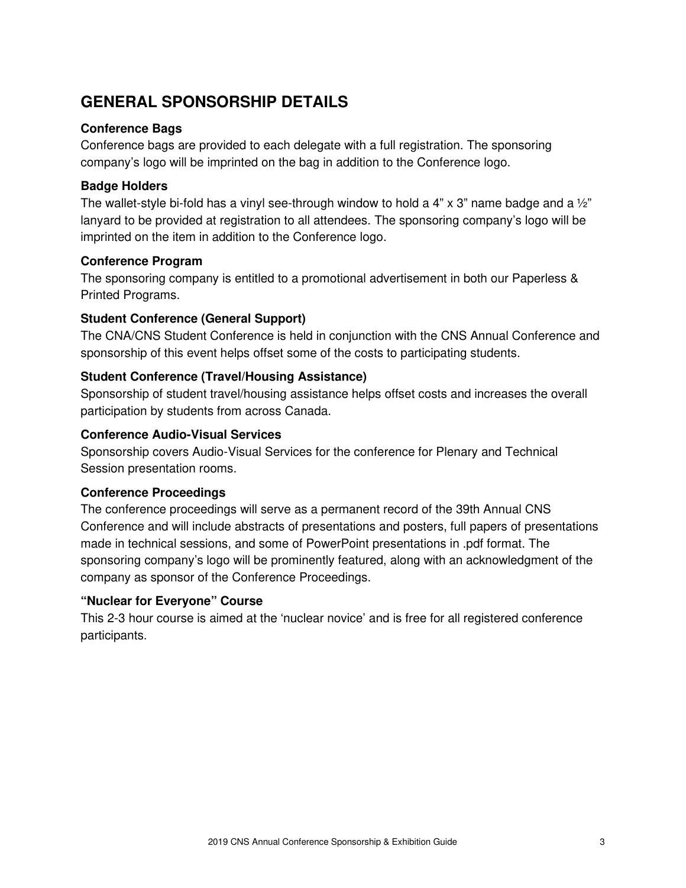## GENERAL SPONSORSHIP DETAILS

**Conference Bags**

Conference bags are provided to each delegate with a full registration. The sponsoring company's logo will be imprinted on the bag in addition to the Conference logo.

**Badge Holders**

The wallet-style bi-fold has a vinyl see-through window to hold a 4" x 3" name badge and a ½" lanyard to be provided at registration to all attendees. The sponsoring company's logo will be imprinted on the item in addition to the Conference logo.

**Conference Program**

The sponsoring company is entitled to a promotional advertisement in both our Paperless & Printed Programs.

**Student Conference (General Support)**

The CNA/CNS Student Conference is held in conjunction with the CNS Annual Conference and sponsorship of this event helps offset some of the costs to participating students.

**Student Conference (Travel/Housing Assistance)**

Sponsorship of student travel/housing assistance helps offset costs and increases the overall participation by students from across Canada.

**Conference Audio-Visual Services**

Sponsorship covers Audio-Visual Services for the conference for Plenary and Technical Session presentation rooms.

**Conference Proceedings**

The conference proceedings will serve as a permanent record of the 39th Annual CNS Conference and will include abstracts of presentations and posters, full papers of presentations made in technical sessions, and some of PowerPoint presentations in .pdf format. The sponsoring company's logo will be prominently featured, along with an acknowledgment of the company as sponsor of the Conference Proceedings.

**"Nuclear for Everyone" Course**

This 2-3 hour course is aimed at the 'nuclear novice' and is free for all registered conference participants.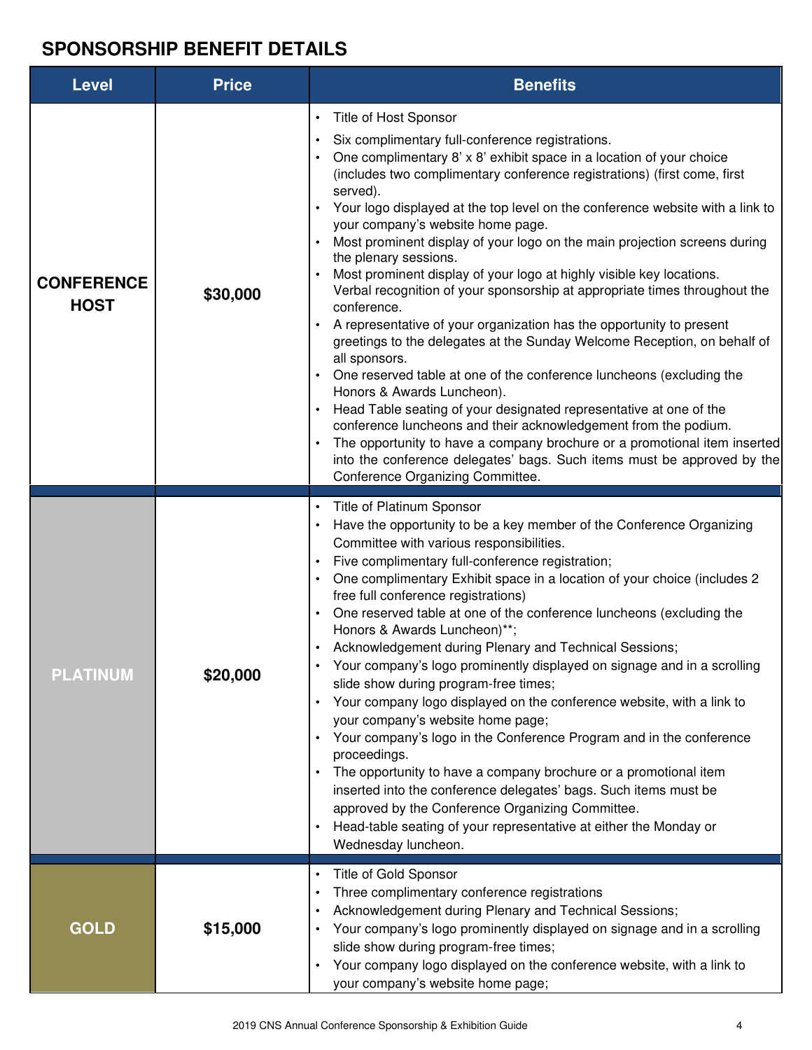## SPONSORSHIP BENEFIT DETAILS

| Level | Price | Benefits |
|---|---|---|
| **CONFERENCE HOST** | **$30,000** | • Title of Host Sponsor<br>• Six complimentary full-conference registrations.<br>• One complimentary 8' x 8' exhibit space in a location of your choice (includes two complimentary conference registrations) (first come, first served).<br>• Your logo displayed at the top level on the conference website with a link to your company's website home page.<br>• Most prominent display of your logo on the main projection screens during the plenary sessions.<br>• Most prominent display of your logo at highly visible key locations. Verbal recognition of your sponsorship at appropriate times throughout the conference.<br>• A representative of your organization has the opportunity to present greetings to the delegates at the Sunday Welcome Reception, on behalf of all sponsors.<br>• One reserved table at one of the conference luncheons (excluding the Honors & Awards Luncheon).<br>• Head Table seating of your designated representative at one of the conference luncheons and their acknowledgement from the podium.<br>• The opportunity to have a company brochure or a promotional item inserted into the conference delegates' bags. Such items must be approved by the Conference Organizing Committee. |
| **PLATINUM** | **$20,000** | • Title of Platinum Sponsor<br>• Have the opportunity to be a key member of the Conference Organizing Committee with various responsibilities.<br>• Five complimentary full-conference registration;<br>• One complimentary Exhibit space in a location of your choice (includes 2 free full conference registrations)<br>• One reserved table at one of the conference luncheons (excluding the Honors & Awards Luncheon)**;<br>• Acknowledgement during Plenary and Technical Sessions;<br>• Your company's logo prominently displayed on signage and in a scrolling slide show during program-free times;<br>• Your company logo displayed on the conference website, with a link to your company's website home page;<br>• Your company's logo in the Conference Program and in the conference proceedings.<br>• The opportunity to have a company brochure or a promotional item inserted into the conference delegates' bags. Such items must be approved by the Conference Organizing Committee.<br>• Head-table seating of your representative at either the Monday or Wednesday luncheon. |
| **GOLD** | **$15,000** | • Title of Gold Sponsor<br>• Three complimentary conference registrations<br>• Acknowledgement during Plenary and Technical Sessions;<br>• Your company's logo prominently displayed on signage and in a scrolling slide show during program-free times;<br>• Your company logo displayed on the conference website, with a link to your company's website home page; |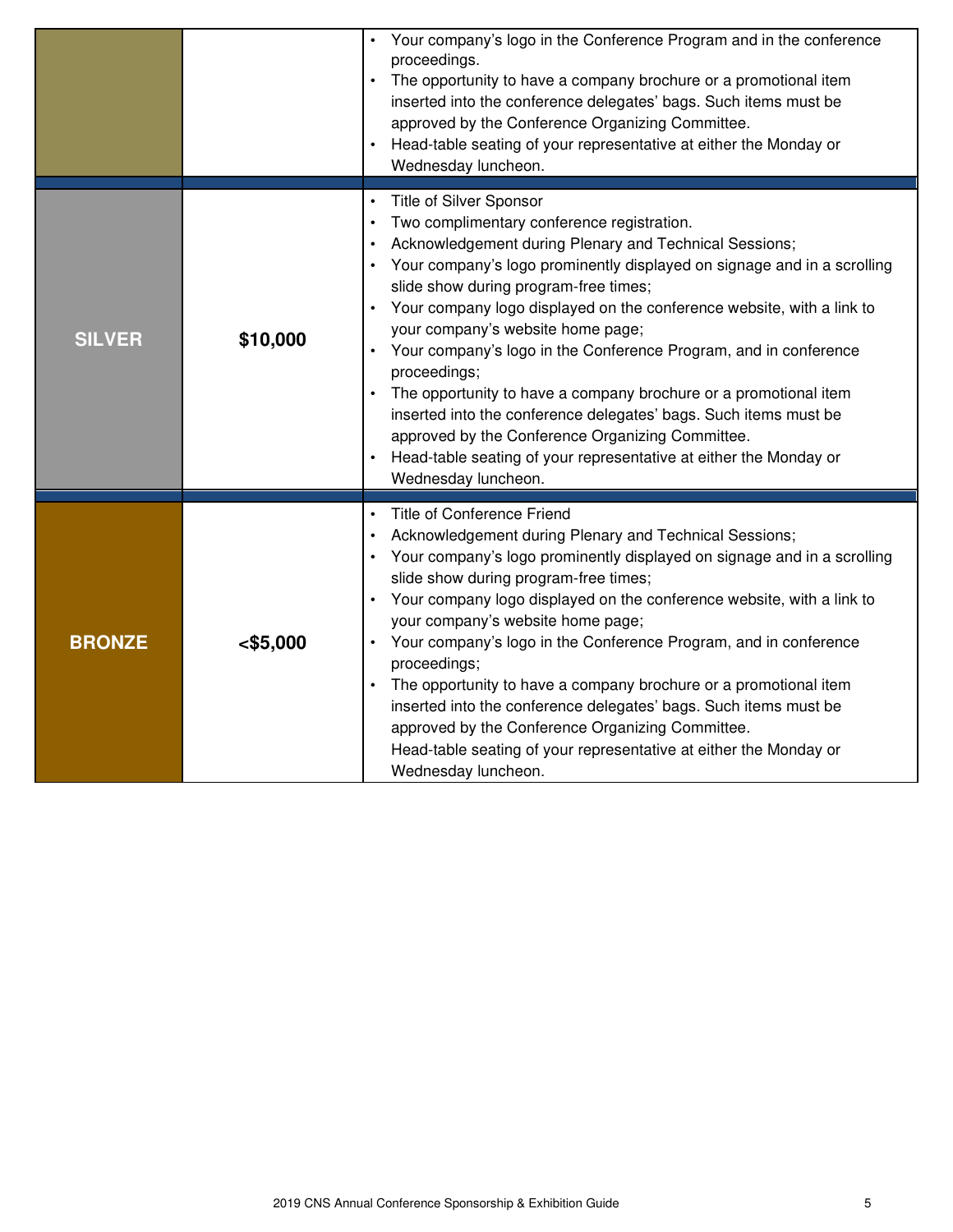| | | |
|---|---|---|
| | | • Your company's logo in the Conference Program and in the conference proceedings.<br>• The opportunity to have a company brochure or a promotional item inserted into the conference delegates' bags. Such items must be approved by the Conference Organizing Committee.<br>• Head-table seating of your representative at either the Monday or Wednesday luncheon. |
| **SILVER** | **$10,000** | • Title of Silver Sponsor<br>• Two complimentary conference registration.<br>• Acknowledgement during Plenary and Technical Sessions;<br>• Your company's logo prominently displayed on signage and in a scrolling slide show during program-free times;<br>• Your company logo displayed on the conference website, with a link to your company's website home page;<br>• Your company's logo in the Conference Program, and in conference proceedings;<br>• The opportunity to have a company brochure or a promotional item inserted into the conference delegates' bags. Such items must be approved by the Conference Organizing Committee.<br>• Head-table seating of your representative at either the Monday or Wednesday luncheon. |
| **BRONZE** | **<$5,000** | • Title of Conference Friend<br>• Acknowledgement during Plenary and Technical Sessions;<br>• Your company's logo prominently displayed on signage and in a scrolling slide show during program-free times;<br>• Your company logo displayed on the conference website, with a link to your company's website home page;<br>• Your company's logo in the Conference Program, and in conference proceedings;<br>• The opportunity to have a company brochure or a promotional item inserted into the conference delegates' bags. Such items must be approved by the Conference Organizing Committee.<br>Head-table seating of your representative at either the Monday or Wednesday luncheon. |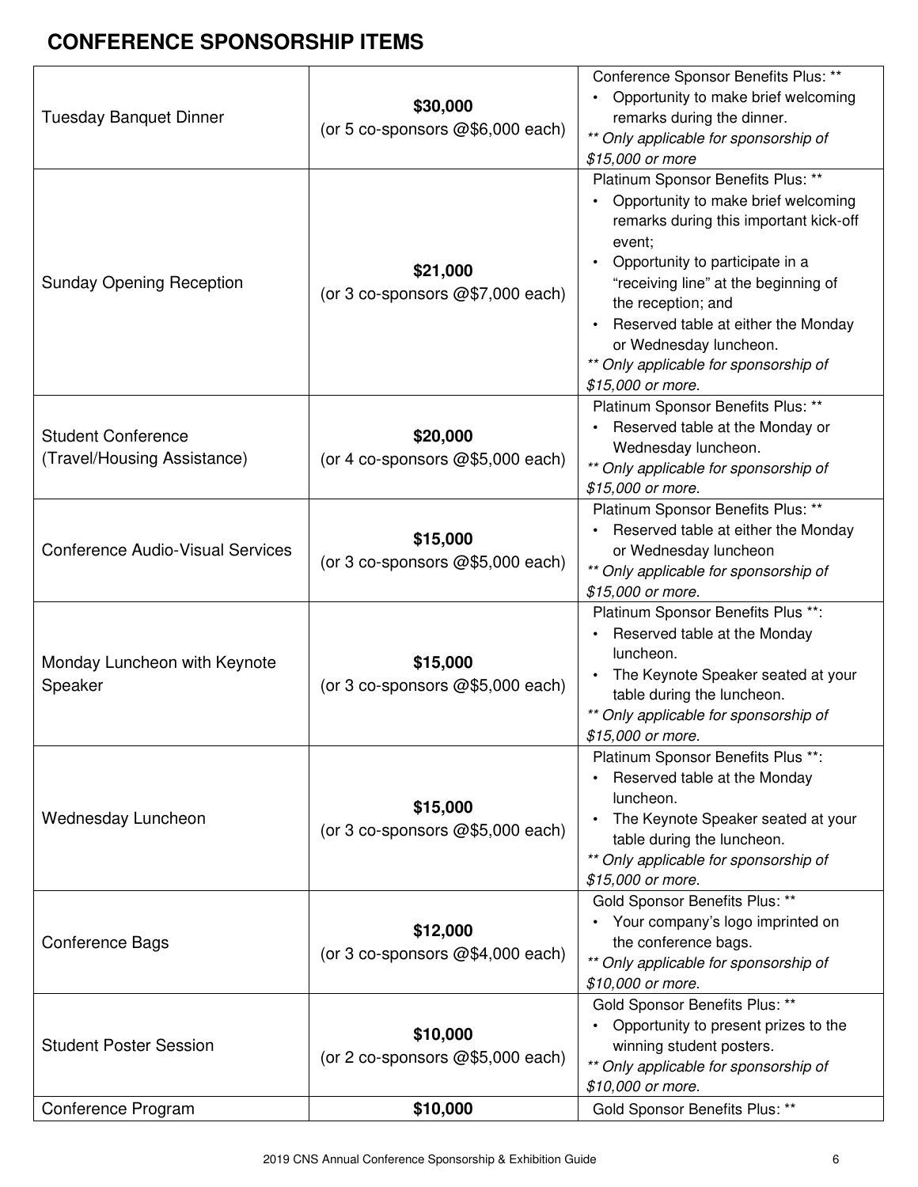## CONFERENCE SPONSORSHIP ITEMS

| | | |
|---|---|---|
| Tuesday Banquet Dinner | **$30,000**<br>(or 5 co-sponsors @$6,000 each) | Conference Sponsor Benefits Plus: **<br>• Opportunity to make brief welcoming remarks during the dinner.<br>*** Only applicable for sponsorship of $15,000 or more* |
| Sunday Opening Reception | **$21,000**<br>(or 3 co-sponsors @$7,000 each) | Platinum Sponsor Benefits Plus: **<br>• Opportunity to make brief welcoming remarks during this important kick-off event;<br>• Opportunity to participate in a “receiving line” at the beginning of the reception; and<br>• Reserved table at either the Monday or Wednesday luncheon.<br>*** Only applicable for sponsorship of $15,000 or more.* |
| Student Conference (Travel/Housing Assistance) | **$20,000**<br>(or 4 co-sponsors @$5,000 each) | Platinum Sponsor Benefits Plus: **<br>• Reserved table at the Monday or Wednesday luncheon.<br>*** Only applicable for sponsorship of $15,000 or more.* |
| Conference Audio-Visual Services | **$15,000**<br>(or 3 co-sponsors @$5,000 each) | Platinum Sponsor Benefits Plus: **<br>• Reserved table at either the Monday or Wednesday luncheon<br>*** Only applicable for sponsorship of $15,000 or more.* |
| Monday Luncheon with Keynote Speaker | **$15,000**<br>(or 3 co-sponsors @$5,000 each) | Platinum Sponsor Benefits Plus **:<br>• Reserved table at the Monday luncheon.<br>• The Keynote Speaker seated at your table during the luncheon.<br>*** Only applicable for sponsorship of $15,000 or more.* |
| Wednesday Luncheon | **$15,000**<br>(or 3 co-sponsors @$5,000 each) | Platinum Sponsor Benefits Plus **:<br>• Reserved table at the Monday luncheon.<br>• The Keynote Speaker seated at your table during the luncheon.<br>*** Only applicable for sponsorship of $15,000 or more.* |
| Conference Bags | **$12,000**<br>(or 3 co-sponsors @$4,000 each) | Gold Sponsor Benefits Plus: **<br>• Your company’s logo imprinted on the conference bags.<br>*** Only applicable for sponsorship of $10,000 or more.* |
| Student Poster Session | **$10,000**<br>(or 2 co-sponsors @$5,000 each) | Gold Sponsor Benefits Plus: **<br>• Opportunity to present prizes to the winning student posters.<br>*** Only applicable for sponsorship of $10,000 or more.* |
| Conference Program | **$10,000** | Gold Sponsor Benefits Plus: ** |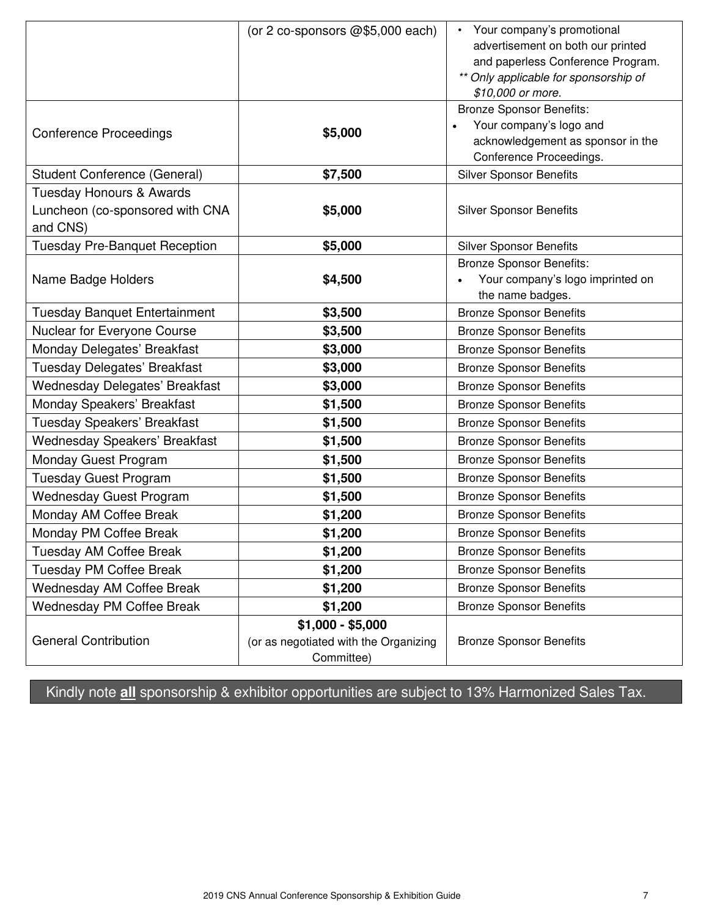| | | |
|---|---|---|
| | (or 2 co-sponsors @$5,000 each) | • Your company's promotional advertisement on both our printed and paperless Conference Program. *** Only applicable for sponsorship of $10,000 or more.* |
| Conference Proceedings | **$5,000** | Bronze Sponsor Benefits: • Your company's logo and acknowledgement as sponsor in the Conference Proceedings. |
| Student Conference (General) | **$7,500** | Silver Sponsor Benefits |
| Tuesday Honours & Awards Luncheon (co-sponsored with CNA and CNS) | **$5,000** | Silver Sponsor Benefits |
| Tuesday Pre-Banquet Reception | **$5,000** | Silver Sponsor Benefits |
| Name Badge Holders | **$4,500** | Bronze Sponsor Benefits: • Your company's logo imprinted on the name badges. |
| Tuesday Banquet Entertainment | **$3,500** | Bronze Sponsor Benefits |
| Nuclear for Everyone Course | **$3,500** | Bronze Sponsor Benefits |
| Monday Delegates' Breakfast | **$3,000** | Bronze Sponsor Benefits |
| Tuesday Delegates' Breakfast | **$3,000** | Bronze Sponsor Benefits |
| Wednesday Delegates' Breakfast | **$3,000** | Bronze Sponsor Benefits |
| Monday Speakers' Breakfast | **$1,500** | Bronze Sponsor Benefits |
| Tuesday Speakers' Breakfast | **$1,500** | Bronze Sponsor Benefits |
| Wednesday Speakers' Breakfast | **$1,500** | Bronze Sponsor Benefits |
| Monday Guest Program | **$1,500** | Bronze Sponsor Benefits |
| Tuesday Guest Program | **$1,500** | Bronze Sponsor Benefits |
| Wednesday Guest Program | **$1,500** | Bronze Sponsor Benefits |
| Monday AM Coffee Break | **$1,200** | Bronze Sponsor Benefits |
| Monday PM Coffee Break | **$1,200** | Bronze Sponsor Benefits |
| Tuesday AM Coffee Break | **$1,200** | Bronze Sponsor Benefits |
| Tuesday PM Coffee Break | **$1,200** | Bronze Sponsor Benefits |
| Wednesday AM Coffee Break | **$1,200** | Bronze Sponsor Benefits |
| Wednesday PM Coffee Break | **$1,200** | Bronze Sponsor Benefits |
| General Contribution | **$1,000 - $5,000** (or as negotiated with the Organizing Committee) | Bronze Sponsor Benefits |

Kindly note **all** sponsorship & exhibitor opportunities are subject to 13% Harmonized Sales Tax.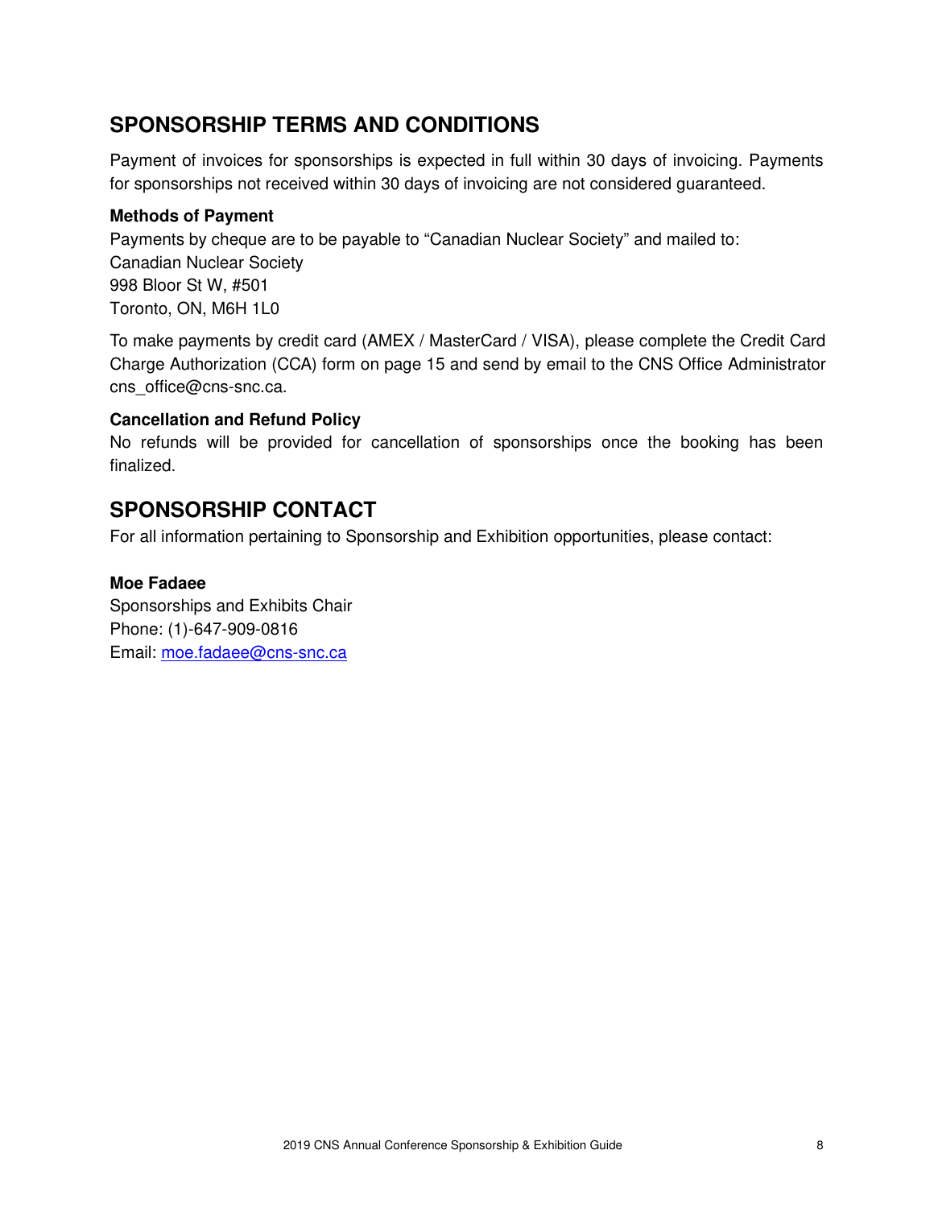## SPONSORSHIP TERMS AND CONDITIONS

Payment of invoices for sponsorships is expected in full within 30 days of invoicing. Payments for sponsorships not received within 30 days of invoicing are not considered guaranteed.

**Methods of Payment**

Payments by cheque are to be payable to "Canadian Nuclear Society" and mailed to:
Canadian Nuclear Society
998 Bloor St W, #501
Toronto, ON, M6H 1L0

To make payments by credit card (AMEX / MasterCard / VISA), please complete the Credit Card Charge Authorization (CCA) form on page 15 and send by email to the CNS Office Administrator cns_office@cns-snc.ca.

**Cancellation and Refund Policy**

No refunds will be provided for cancellation of sponsorships once the booking has been finalized.

## SPONSORSHIP CONTACT

For all information pertaining to Sponsorship and Exhibition opportunities, please contact:

**Moe Fadaee**
Sponsorships and Exhibits Chair
Phone: (1)-647-909-0816
Email: moe.fadaee@cns-snc.ca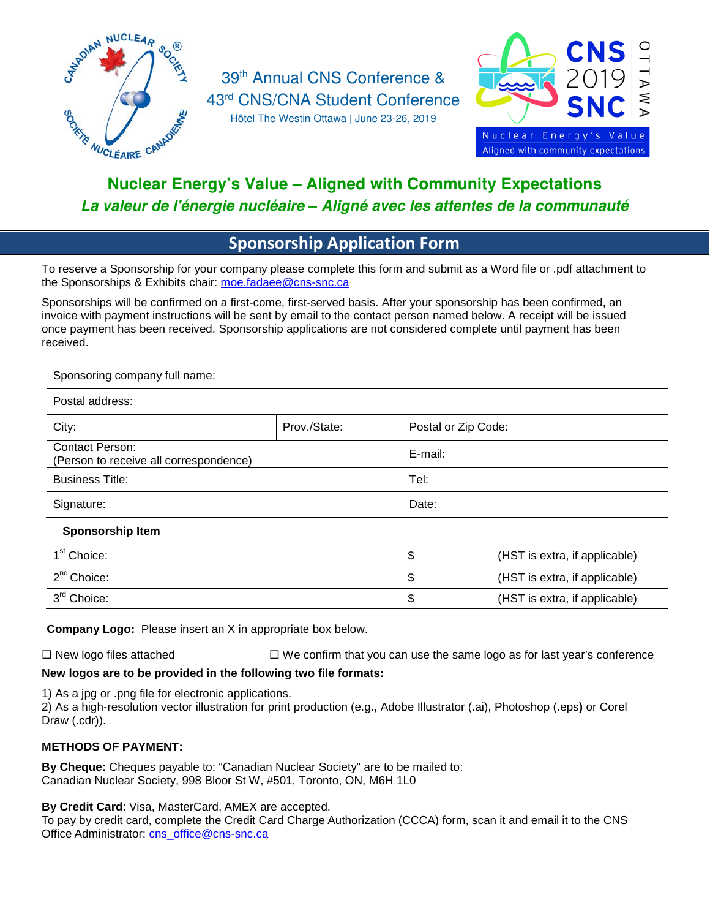39th Annual CNS Conference &
43rd CNS/CNA Student Conference
Hôtel The Westin Ottawa | June 23-26, 2019

CNS 2019 SNC OTTAWA
Nuclear Energy's Value
Aligned with community expectations

## Nuclear Energy's Value – Aligned with Community Expectations

### *La valeur de l'énergie nucléaire – Aligné avec les attentes de la communauté*

## Sponsorship Application Form

To reserve a Sponsorship for your company please complete this form and submit as a Word file or .pdf attachment to the Sponsorships & Exhibits chair: moe.fadaee@cns-snc.ca

Sponsorships will be confirmed on a first-come, first-served basis. After your sponsorship has been confirmed, an invoice with payment instructions will be sent by email to the contact person named below. A receipt will be issued once payment has been received. Sponsorship applications are not considered complete until payment has been received.

| Sponsoring company full name: | | |
|---|---|---|
| Postal address: | | |
| City: | Prov./State: | Postal or Zip Code: |
| Contact Person: (Person to receive all correspondence) | | E-mail: |
| Business Title: | | Tel: |
| Signature: | | Date: |

**Sponsorship Item**

| | | |
|---|---|---|
| 1st Choice: | $ | (HST is extra, if applicable) |
| 2nd Choice: | $ | (HST is extra, if applicable) |
| 3rd Choice: | $ | (HST is extra, if applicable) |

**Company Logo:** Please insert an X in appropriate box below.

☐ New logo files attached ☐ We confirm that you can use the same logo as for last year's conference

**New logos are to be provided in the following two file formats:**

1) As a jpg or .png file for electronic applications.
2) As a high-resolution vector illustration for print production (e.g., Adobe Illustrator (.ai), Photoshop (.eps**)** or Corel Draw (.cdr)).

**METHODS OF PAYMENT:**

**By Cheque:** Cheques payable to: "Canadian Nuclear Society" are to be mailed to:
Canadian Nuclear Society, 998 Bloor St W, #501, Toronto, ON, M6H 1L0

**By Credit Card**: Visa, MasterCard, AMEX are accepted.
To pay by credit card, complete the Credit Card Charge Authorization (CCCA) form, scan it and email it to the CNS Office Administrator: cns_office@cns-snc.ca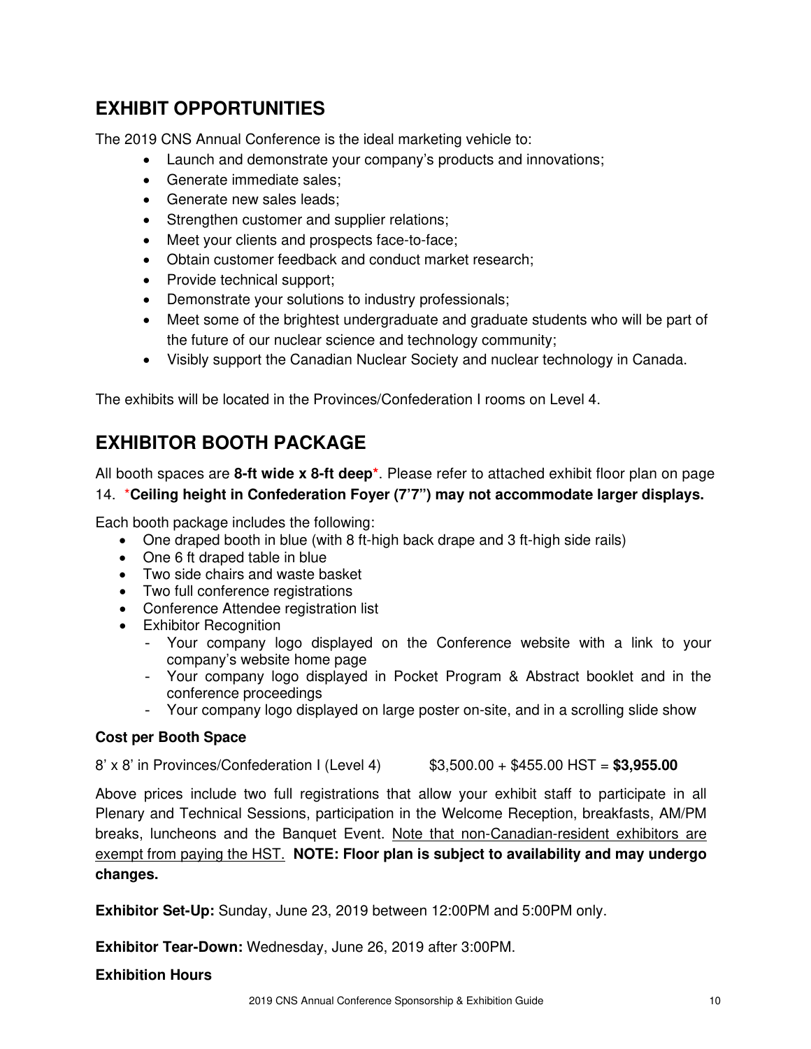## EXHIBIT OPPORTUNITIES

The 2019 CNS Annual Conference is the ideal marketing vehicle to:

- Launch and demonstrate your company's products and innovations;
- Generate immediate sales;
- Generate new sales leads;
- Strengthen customer and supplier relations;
- Meet your clients and prospects face-to-face;
- Obtain customer feedback and conduct market research;
- Provide technical support;
- Demonstrate your solutions to industry professionals;
- Meet some of the brightest undergraduate and graduate students who will be part of the future of our nuclear science and technology community;
- Visibly support the Canadian Nuclear Society and nuclear technology in Canada.

The exhibits will be located in the Provinces/Confederation I rooms on Level 4.

## EXHIBITOR BOOTH PACKAGE

All booth spaces are **8-ft wide x 8-ft deep***. Please refer to attached exhibit floor plan on page 14. ***Ceiling height in Confederation Foyer (7'7") may not accommodate larger displays.**

Each booth package includes the following:

- One draped booth in blue (with 8 ft-high back drape and 3 ft-high side rails)
- One 6 ft draped table in blue
- Two side chairs and waste basket
- Two full conference registrations
- Conference Attendee registration list
- Exhibitor Recognition
  - Your company logo displayed on the Conference website with a link to your company's website home page
  - Your company logo displayed in Pocket Program & Abstract booklet and in the conference proceedings
  - Your company logo displayed on large poster on-site, and in a scrolling slide show

**Cost per Booth Space**

8' x 8' in Provinces/Confederation I (Level 4) $3,500.00 + $455.00 HST = **$3,955.00**

Above prices include two full registrations that allow your exhibit staff to participate in all Plenary and Technical Sessions, participation in the Welcome Reception, breakfasts, AM/PM breaks, luncheons and the Banquet Event. Note that non-Canadian-resident exhibitors are exempt from paying the HST. **NOTE: Floor plan is subject to availability and may undergo changes.**

**Exhibitor Set-Up:** Sunday, June 23, 2019 between 12:00PM and 5:00PM only.

**Exhibitor Tear-Down:** Wednesday, June 26, 2019 after 3:00PM.

**Exhibition Hours**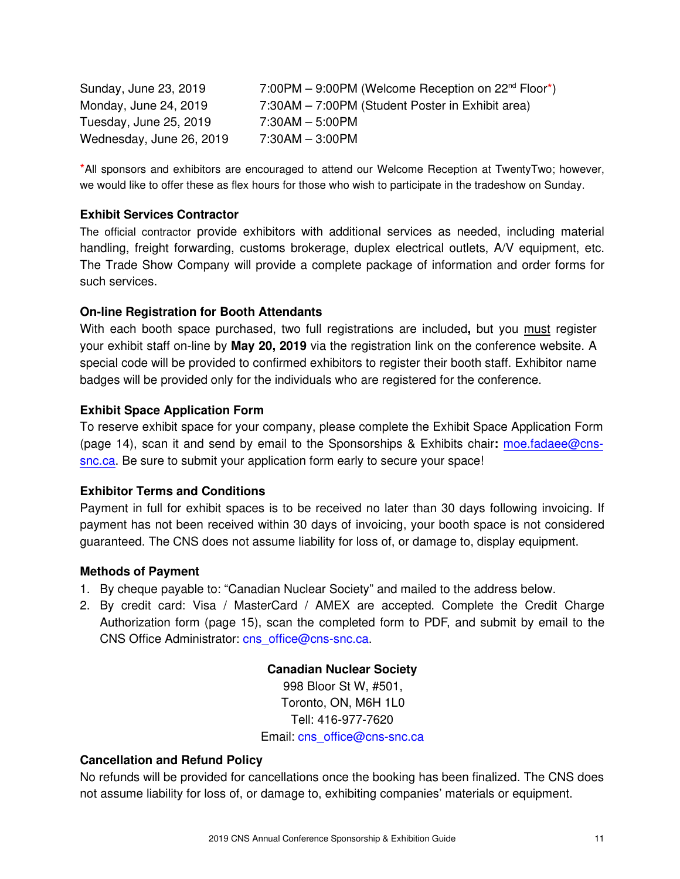| | |
|---|---|
| Sunday, June 23, 2019 | 7:00PM – 9:00PM (Welcome Reception on 22nd Floor*) |
| Monday, June 24, 2019 | 7:30AM – 7:00PM (Student Poster in Exhibit area) |
| Tuesday, June 25, 2019 | 7:30AM – 5:00PM |
| Wednesday, June 26, 2019 | 7:30AM – 3:00PM |

*All sponsors and exhibitors are encouraged to attend our Welcome Reception at TwentyTwo; however, we would like to offer these as flex hours for those who wish to participate in the tradeshow on Sunday.

**Exhibit Services Contractor**

The official contractor provide exhibitors with additional services as needed, including material handling, freight forwarding, customs brokerage, duplex electrical outlets, A/V equipment, etc. The Trade Show Company will provide a complete package of information and order forms for such services.

**On-line Registration for Booth Attendants**

With each booth space purchased, two full registrations are included**,** but you must register your exhibit staff on-line by **May 20, 2019** via the registration link on the conference website. A special code will be provided to confirmed exhibitors to register their booth staff. Exhibitor name badges will be provided only for the individuals who are registered for the conference.

**Exhibit Space Application Form**

To reserve exhibit space for your company, please complete the Exhibit Space Application Form (page 14), scan it and send by email to the Sponsorships & Exhibits chair**:** moe.fadaee@cns-snc.ca. Be sure to submit your application form early to secure your space!

**Exhibitor Terms and Conditions**

Payment in full for exhibit spaces is to be received no later than 30 days following invoicing. If payment has not been received within 30 days of invoicing, your booth space is not considered guaranteed. The CNS does not assume liability for loss of, or damage to, display equipment.

**Methods of Payment**

1. By cheque payable to: "Canadian Nuclear Society" and mailed to the address below.
2. By credit card: Visa / MasterCard / AMEX are accepted. Complete the Credit Charge Authorization form (page 15), scan the completed form to PDF, and submit by email to the CNS Office Administrator: cns_office@cns-snc.ca.

**Canadian Nuclear Society**
998 Bloor St W, #501,
Toronto, ON, M6H 1L0
Tell: 416-977-7620
Email: cns_office@cns-snc.ca

**Cancellation and Refund Policy**

No refunds will be provided for cancellations once the booking has been finalized. The CNS does not assume liability for loss of, or damage to, exhibiting companies' materials or equipment.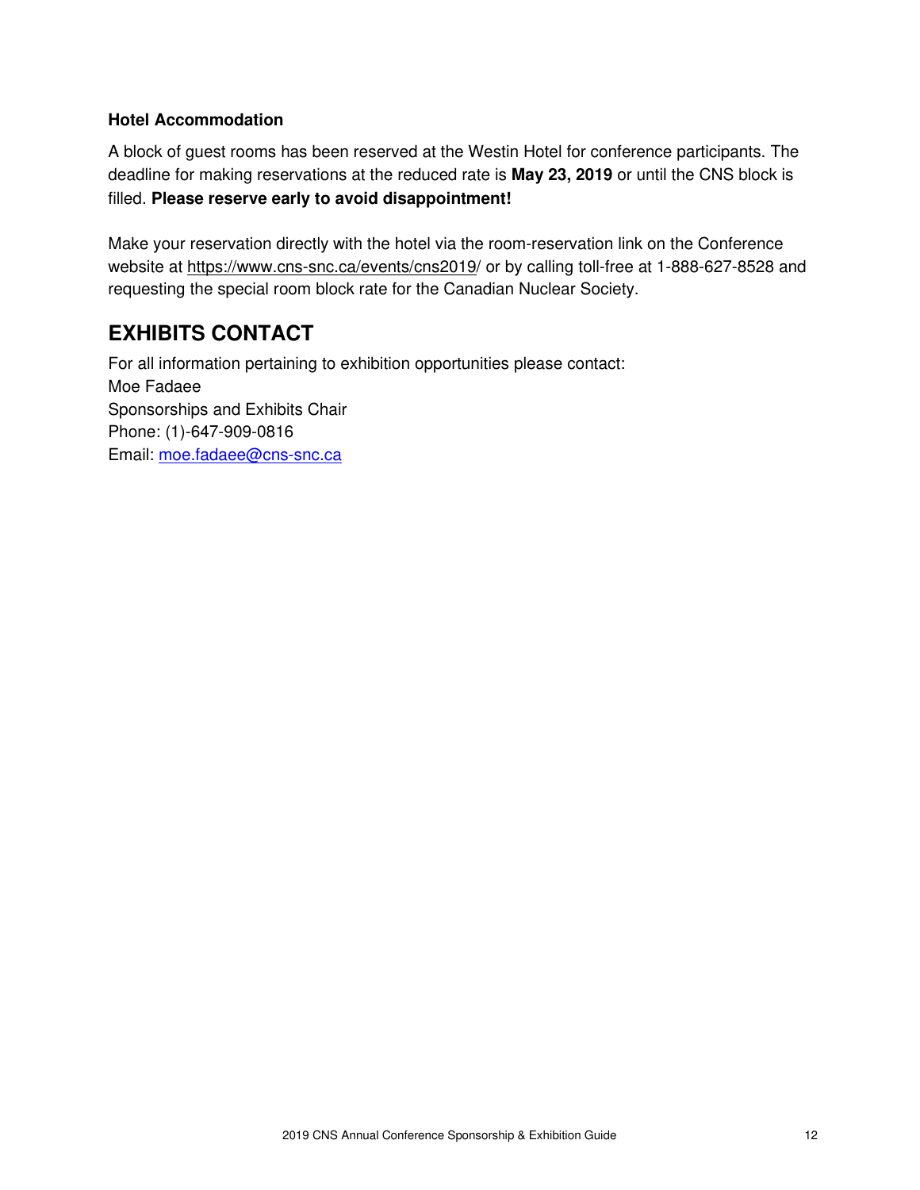### Hotel Accommodation

A block of guest rooms has been reserved at the Westin Hotel for conference participants. The deadline for making reservations at the reduced rate is **May 23, 2019** or until the CNS block is filled. **Please reserve early to avoid disappointment!**

Make your reservation directly with the hotel via the room-reservation link on the Conference website at https://www.cns-snc.ca/events/cns2019/ or by calling toll-free at 1-888-627-8528 and requesting the special room block rate for the Canadian Nuclear Society.

## EXHIBITS CONTACT

For all information pertaining to exhibition opportunities please contact:
Moe Fadaee
Sponsorships and Exhibits Chair
Phone: (1)-647-909-0816
Email: moe.fadaee@cns-snc.ca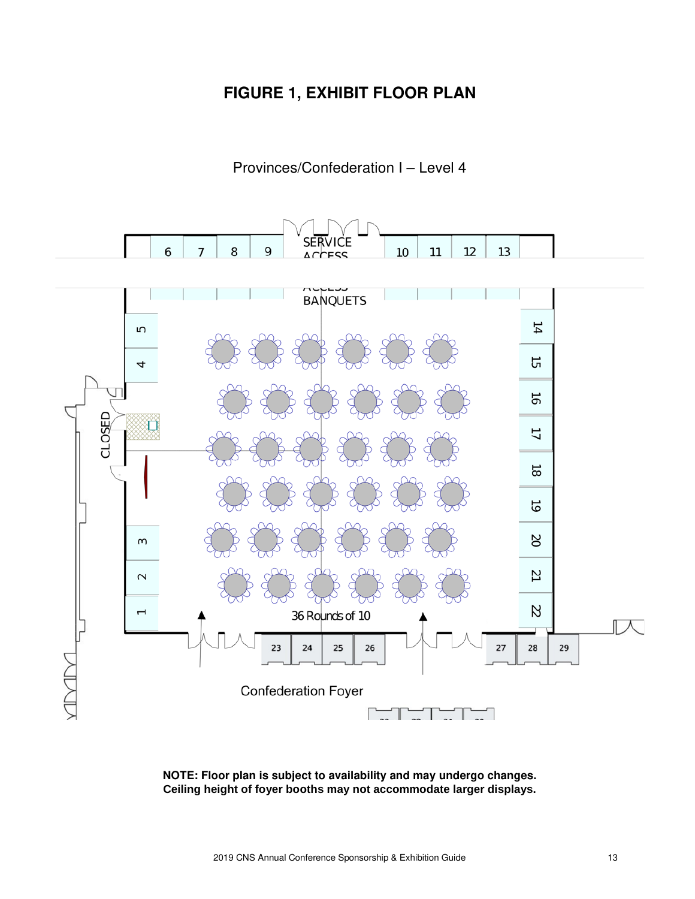# FIGURE 1, EXHIBIT FLOOR PLAN

Provinces/Confederation I – Level 4

**NOTE: Floor plan is subject to availability and may undergo changes.**
**Ceiling height of foyer booths may not accommodate larger displays.**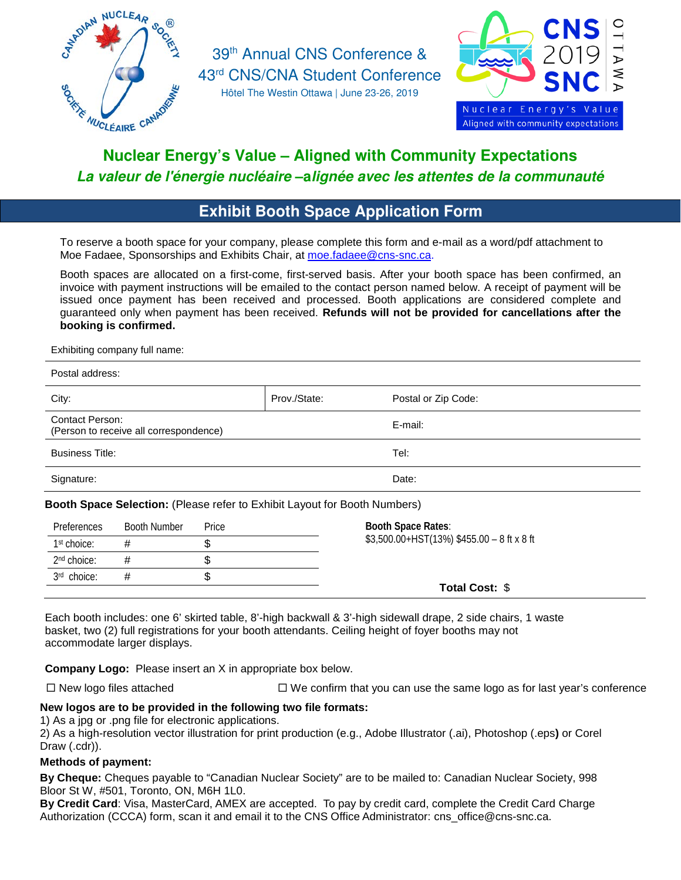39th Annual CNS Conference &
43rd CNS/CNA Student Conference
Hôtel The Westin Ottawa | June 23-26, 2019

CNS 2019 SNC OTTAWA
Nuclear Energy's Value
Aligned with community expectations

## Nuclear Energy's Value – Aligned with Community Expectations

***La valeur de l'énergie nucléaire –alignée avec les attentes de la communauté***

## Exhibit Booth Space Application Form

To reserve a booth space for your company, please complete this form and e-mail as a word/pdf attachment to Moe Fadaee, Sponsorships and Exhibits Chair, at moe.fadaee@cns-snc.ca.

Booth spaces are allocated on a first-come, first-served basis. After your booth space has been confirmed, an invoice with payment instructions will be emailed to the contact person named below. A receipt of payment will be issued once payment has been received and processed. Booth applications are considered complete and guaranteed only when payment has been received. **Refunds will not be provided for cancellations after the booking is confirmed.**

Exhibiting company full name:

| Postal address: | | |
|---|---|---|
| City: | Prov./State: | Postal or Zip Code: |
| Contact Person: (Person to receive all correspondence) | | E-mail: |
| Business Title: | | Tel: |
| Signature: | | Date: |

**Booth Space Selection:** (Please refer to Exhibit Layout for Booth Numbers)

| Preferences | Booth Number | Price |
|---|---|---|
| 1st choice: | # | $ |
| 2nd choice: | # | $ |
| 3rd choice: | # | $ |

**Booth Space Rates**:
$3,500.00+HST(13%) $455.00 – 8 ft x 8 ft

**Total Cost:** $

Each booth includes: one 6' skirted table, 8'-high backwall & 3'-high sidewall drape, 2 side chairs, 1 waste basket, two (2) full registrations for your booth attendants. Ceiling height of foyer booths may not accommodate larger displays.

**Company Logo:** Please insert an X in appropriate box below.

☐ New logo files attached ☐ We confirm that you can use the same logo as for last year's conference

**New logos are to be provided in the following two file formats:**
1) As a jpg or .png file for electronic applications.
2) As a high-resolution vector illustration for print production (e.g., Adobe Illustrator (.ai), Photoshop (.eps**)** or Corel Draw (.cdr)).

**Methods of payment:**

**By Cheque:** Cheques payable to "Canadian Nuclear Society" are to be mailed to: Canadian Nuclear Society, 998 Bloor St W, #501, Toronto, ON, M6H 1L0.
**By Credit Card**: Visa, MasterCard, AMEX are accepted. To pay by credit card, complete the Credit Card Charge Authorization (CCCA) form, scan it and email it to the CNS Office Administrator: cns_office@cns-snc.ca.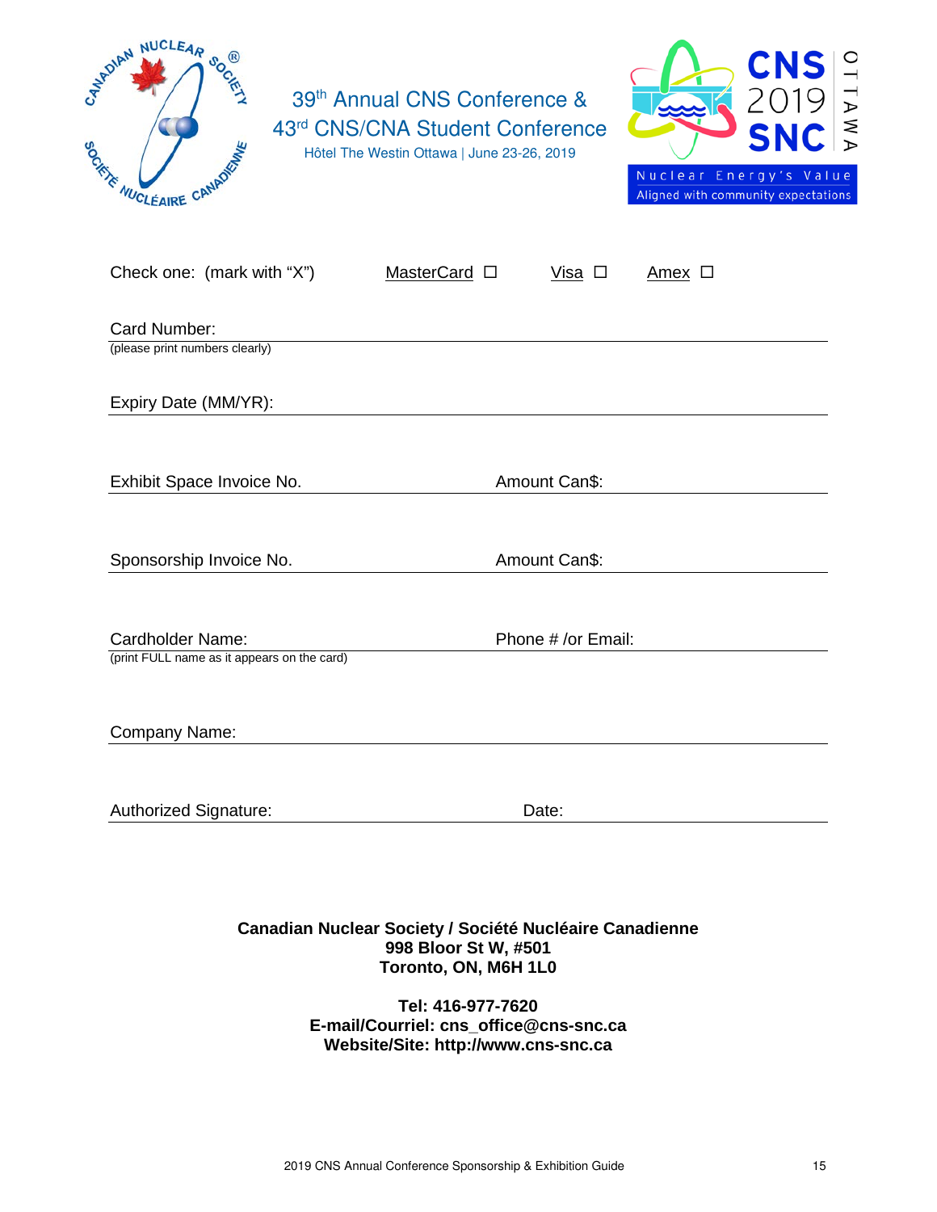39th Annual CNS Conference &
43rd CNS/CNA Student Conference
Hôtel The Westin Ottawa | June 23-26, 2019

Check one: (mark with "X") MasterCard ☐ Visa ☐ Amex ☐

Card Number: ______________________________
(please print numbers clearly)

Expiry Date (MM/YR): ______________________________

Exhibit Space Invoice No. ______________ Amount Can$: ______________

Sponsorship Invoice No. ______________ Amount Can$: ______________

Cardholder Name: ______________ Phone # /or Email: ______________
(print FULL name as it appears on the card)

Company Name: ______________________________

Authorized Signature: ______________ Date: ______________

**Canadian Nuclear Society / Société Nucléaire Canadienne**
**998 Bloor St W, #501**
**Toronto, ON, M6H 1L0**

**Tel: 416-977-7620**
**E-mail/Courriel: cns_office@cns-snc.ca**
**Website/Site: http://www.cns-snc.ca**